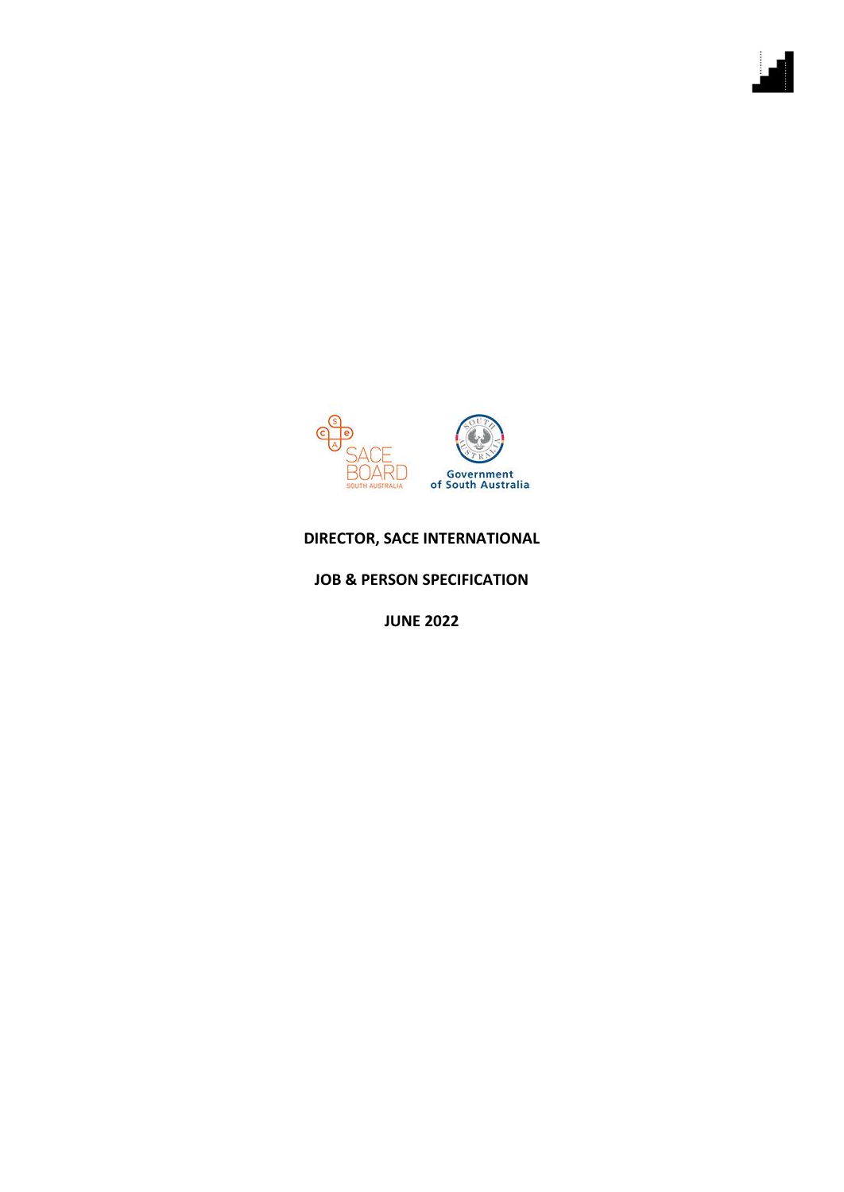**DIRECTOR, SACE INTERNATIONAL**

**JOB & PERSON SPECIFICATION**

**JUNE 2022**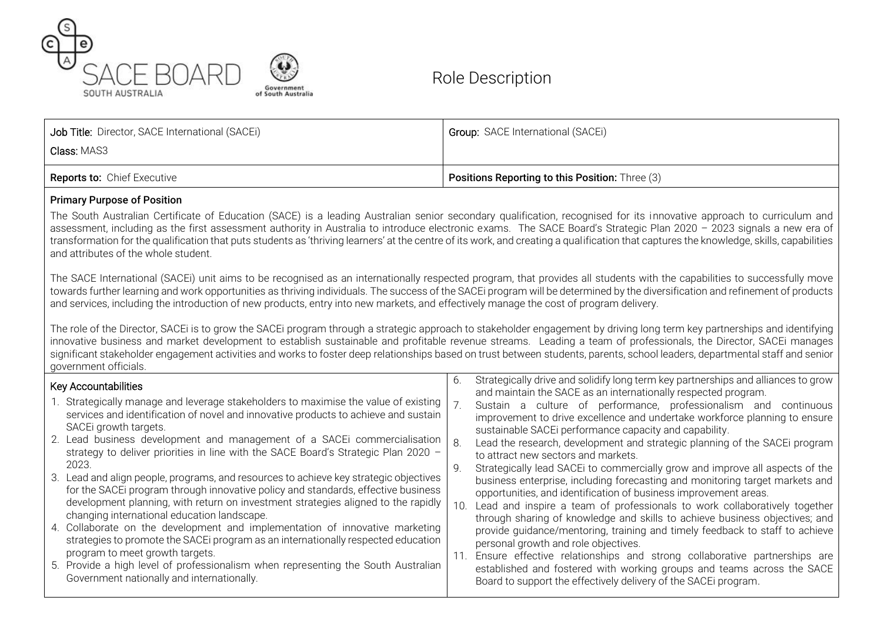SACE BOARD SOUTH AUSTRALIA

# Role Description

| Job Title: Director, SACE International (SACEi)<br>Class: MAS3 | Group: SACE International (SACEi) |
| --- | --- |
| **Reports to:** Chief Executive | **Positions Reporting to this Position:** Three (3) |

## Primary Purpose of Position

The South Australian Certificate of Education (SACE) is a leading Australian senior secondary qualification, recognised for its innovative approach to curriculum and assessment, including as the first assessment authority in Australia to introduce electronic exams. The SACE Board's Strategic Plan 2020 – 2023 signals a new era of transformation for the qualification that puts students as 'thriving learners' at the centre of its work, and creating a qualification that captures the knowledge, skills, capabilities and attributes of the whole student.

The SACE International (SACEi) unit aims to be recognised as an internationally respected program, that provides all students with the capabilities to successfully move towards further learning and work opportunities as thriving individuals. The success of the SACEi program will be determined by the diversification and refinement of products and services, including the introduction of new products, entry into new markets, and effectively manage the cost of program delivery.

The role of the Director, SACEi is to grow the SACEi program through a strategic approach to stakeholder engagement by driving long term key partnerships and identifying innovative business and market development to establish sustainable and profitable revenue streams. Leading a team of professionals, the Director, SACEi manages significant stakeholder engagement activities and works to foster deep relationships based on trust between students, parents, school leaders, departmental staff and senior government officials.

## Key Accountabilities

1. Strategically manage and leverage stakeholders to maximise the value of existing services and identification of novel and innovative products to achieve and sustain SACEi growth targets.
2. Lead business development and management of a SACEi commercialisation strategy to deliver priorities in line with the SACE Board's Strategic Plan 2020 – 2023.
3. Lead and align people, programs, and resources to achieve key strategic objectives for the SACEi program through innovative policy and standards, effective business development planning, with return on investment strategies aligned to the rapidly changing international education landscape.
4. Collaborate on the development and implementation of innovative marketing strategies to promote the SACEi program as an internationally respected education program to meet growth targets.
5. Provide a high level of professionalism when representing the South Australian Government nationally and internationally.
6. Strategically drive and solidify long term key partnerships and alliances to grow and maintain the SACE as an internationally respected program.
7. Sustain a culture of performance, professionalism and continuous improvement to drive excellence and undertake workforce planning to ensure sustainable SACEi performance capacity and capability.
8. Lead the research, development and strategic planning of the SACEi program to attract new sectors and markets.
9. Strategically lead SACEi to commercially grow and improve all aspects of the business enterprise, including forecasting and monitoring target markets and opportunities, and identification of business improvement areas.
10. Lead and inspire a team of professionals to work collaboratively together through sharing of knowledge and skills to achieve business objectives; and provide guidance/mentoring, training and timely feedback to staff to achieve personal growth and role objectives.
11. Ensure effective relationships and strong collaborative partnerships are established and fostered with working groups and teams across the SACE Board to support the effectively delivery of the SACEi program.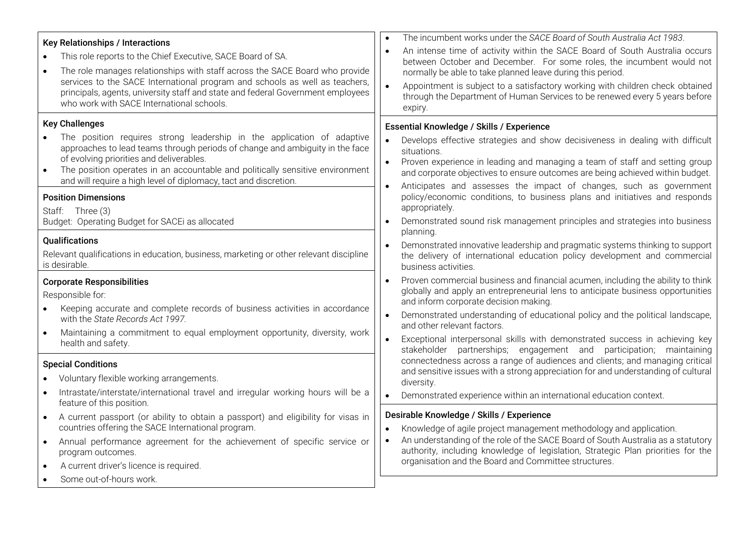### Key Relationships / Interactions

- This role reports to the Chief Executive, SACE Board of SA.
- The role manages relationships with staff across the SACE Board who provide services to the SACE International program and schools as well as teachers, principals, agents, university staff and state and federal Government employees who work with SACE International schools.

### Key Challenges

- The position requires strong leadership in the application of adaptive approaches to lead teams through periods of change and ambiguity in the face of evolving priorities and deliverables.
- The position operates in an accountable and politically sensitive environment and will require a high level of diplomacy, tact and discretion.

### Position Dimensions

Staff: Three (3)
Budget: Operating Budget for SACEi as allocated

### Qualifications

Relevant qualifications in education, business, marketing or other relevant discipline is desirable.

### Corporate Responsibilities

Responsible for:

- Keeping accurate and complete records of business activities in accordance with the *State Records Act 1997*.
- Maintaining a commitment to equal employment opportunity, diversity, work health and safety.

### Special Conditions

- Voluntary flexible working arrangements.
- Intrastate/interstate/international travel and irregular working hours will be a feature of this position.
- A current passport (or ability to obtain a passport) and eligibility for visas in countries offering the SACE International program.
- Annual performance agreement for the achievement of specific service or program outcomes.
- A current driver's licence is required.
- Some out-of-hours work.
- The incumbent works under the *SACE Board of South Australia Act 1983*.
- An intense time of activity within the SACE Board of South Australia occurs between October and December. For some roles, the incumbent would not normally be able to take planned leave during this period.
- Appointment is subject to a satisfactory working with children check obtained through the Department of Human Services to be renewed every 5 years before expiry.

### Essential Knowledge / Skills / Experience

- Develops effective strategies and show decisiveness in dealing with difficult situations.
- Proven experience in leading and managing a team of staff and setting group and corporate objectives to ensure outcomes are being achieved within budget.
- Anticipates and assesses the impact of changes, such as government policy/economic conditions, to business plans and initiatives and responds appropriately.
- Demonstrated sound risk management principles and strategies into business planning.
- Demonstrated innovative leadership and pragmatic systems thinking to support the delivery of international education policy development and commercial business activities.
- Proven commercial business and financial acumen, including the ability to think globally and apply an entrepreneurial lens to anticipate business opportunities and inform corporate decision making.
- Demonstrated understanding of educational policy and the political landscape, and other relevant factors.
- Exceptional interpersonal skills with demonstrated success in achieving key stakeholder partnerships; engagement and participation; maintaining connectedness across a range of audiences and clients; and managing critical and sensitive issues with a strong appreciation for and understanding of cultural diversity.
- Demonstrated experience within an international education context.

### Desirable Knowledge / Skills / Experience

- Knowledge of agile project management methodology and application.
- An understanding of the role of the SACE Board of South Australia as a statutory authority, including knowledge of legislation, Strategic Plan priorities for the organisation and the Board and Committee structures.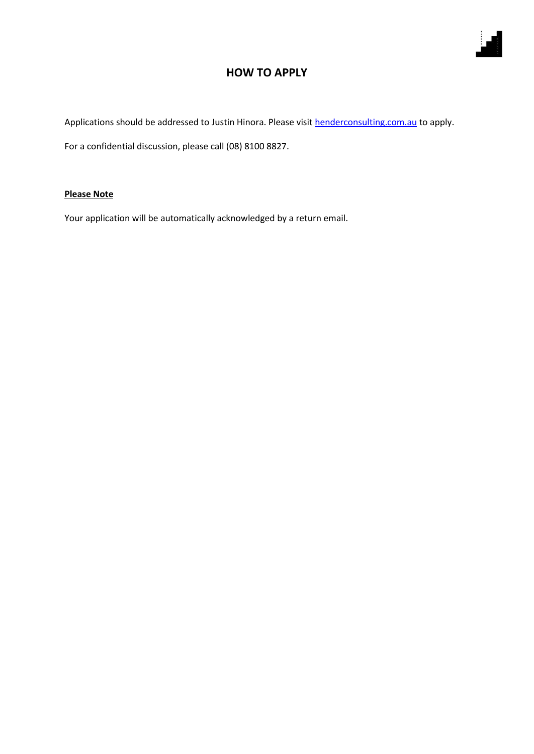# HOW TO APPLY

Applications should be addressed to Justin Hinora. Please visit [henderconsulting.com.au](henderconsulting.com.au) to apply.

For a confidential discussion, please call (08) 8100 8827.

**Please Note**

Your application will be automatically acknowledged by a return email.